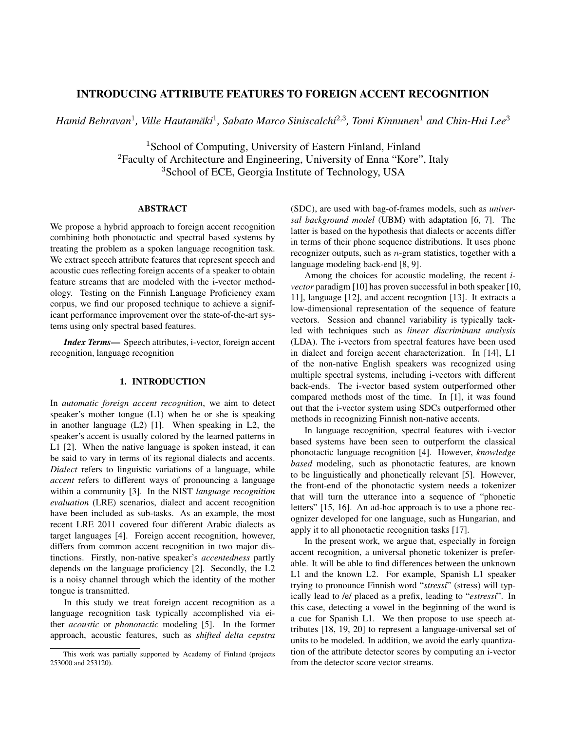# INTRODUCING ATTRIBUTE FEATURES TO FOREIGN ACCENT RECOGNITION

*Hamid Behravan*[1], *Ville Hautamäki*[1], *Sabato Marco Siniscalchi*[2,3], *Tomi Kinnunen*[1] *and Chin-Hui Lee*[3]

[1]School of Computing, University of Eastern Finland, Finland
[2]Faculty of Architecture and Engineering, University of Enna "Kore", Italy
[3]School of ECE, Georgia Institute of Technology, USA

## ABSTRACT

We propose a hybrid approach to foreign accent recognition combining both phonotactic and spectral based systems by treating the problem as a spoken language recognition task. We extract speech attribute features that represent speech and acoustic cues reflecting foreign accents of a speaker to obtain feature streams that are modeled with the i-vector methodology. Testing on the Finnish Language Proficiency exam corpus, we find our proposed technique to achieve a significant performance improvement over the state-of-the-art systems using only spectral based features.

***Index Terms*—** Speech attributes, i-vector, foreign accent recognition, language recognition

## 1. INTRODUCTION

In *automatic foreign accent recognition*, we aim to detect speaker's mother tongue (L1) when he or she is speaking in another language (L2) [1]. When speaking in L2, the speaker's accent is usually colored by the learned patterns in L1 [2]. When the native language is spoken instead, it can be said to vary in terms of its regional dialects and accents. *Dialect* refers to linguistic variations of a language, while *accent* refers to different ways of pronouncing a language within a community [3]. In the NIST *language recognition evaluation* (LRE) scenarios, dialect and accent recognition have been included as sub-tasks. As an example, the most recent LRE 2011 covered four different Arabic dialects as target languages [4]. Foreign accent recognition, however, differs from common accent recognition in two major distinctions. Firstly, non-native speaker's *accentedness* partly depends on the language proficiency [2]. Secondly, the L2 is a noisy channel through which the identity of the mother tongue is transmitted.

In this study we treat foreign accent recognition as a language recognition task typically accomplished via either *acoustic* or *phonotactic* modeling [5]. In the former approach, acoustic features, such as *shifted delta cepstra* (SDC), are used with bag-of-frames models, such as *universal background model* (UBM) with adaptation [6, 7]. The latter is based on the hypothesis that dialects or accents differ in terms of their phone sequence distributions. It uses phone recognizer outputs, such as $n$-gram statistics, together with a language modeling back-end [8, 9].

Among the choices for acoustic modeling, the recent *i-vector* paradigm [10] has proven successful in both speaker [10, 11], language [12], and accent recogntion [13]. It extracts a low-dimensional representation of the sequence of feature vectors. Session and channel variability is typically tackled with techniques such as *linear discriminant analysis* (LDA). The i-vectors from spectral features have been used in dialect and foreign accent characterization. In [14], L1 of the non-native English speakers was recognized using multiple spectral systems, including i-vectors with different back-ends. The i-vector based system outperformed other compared methods most of the time. In [1], it was found out that the i-vector system using SDCs outperformed other methods in recognizing Finnish non-native accents.

In language recognition, spectral features with i-vector based systems have been seen to outperform the classical phonotactic language recognition [4]. However, *knowledge based* modeling, such as phonotactic features, are known to be linguistically and phonetically relevant [5]. However, the front-end of the phonotactic system needs a tokenizer that will turn the utterance into a sequence of "phonetic letters" [15, 16]. An ad-hoc approach is to use a phone recognizer developed for one language, such as Hungarian, and apply it to all phonotactic recognition tasks [17].

In the present work, we argue that, especially in foreign accent recognition, a universal phonetic tokenizer is preferable. It will be able to find differences between the unknown L1 and the known L2. For example, Spanish L1 speaker trying to pronounce Finnish word "*stressi*" (stress) will typically lead to /e/ placed as a prefix, leading to "*estressi*". In this case, detecting a vowel in the beginning of the word is a cue for Spanish L1. We then propose to use speech attributes [18, 19, 20] to represent a language-universal set of units to be modeled. In addition, we avoid the early quantization of the attribute detector scores by computing an i-vector from the detector score vector streams.

This work was partially supported by Academy of Finland (projects 253000 and 253120).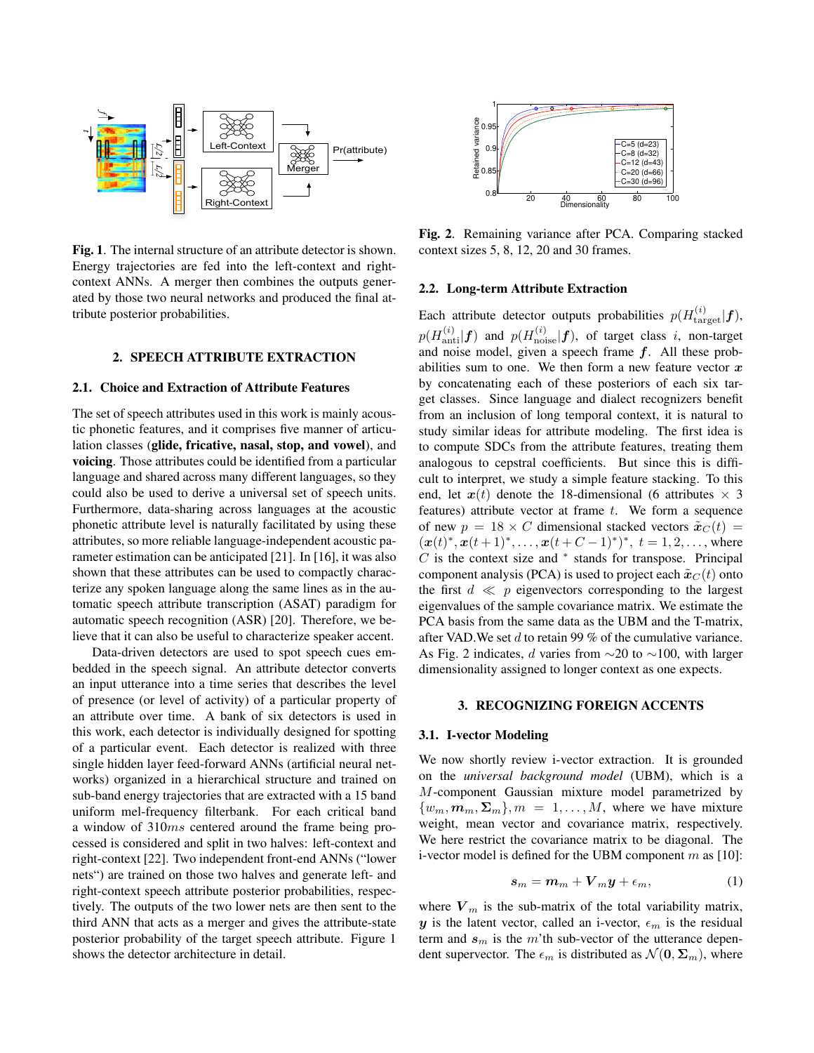**Fig. 1**. The internal structure of an attribute detector is shown. Energy trajectories are fed into the left-context and right-context ANNs. A merger then combines the outputs generated by those two neural networks and produced the final attribute posterior probabilities.

## 2. SPEECH ATTRIBUTE EXTRACTION

### 2.1. Choice and Extraction of Attribute Features

The set of speech attributes used in this work is mainly acoustic phonetic features, and it comprises five manner of articulation classes (**glide, fricative, nasal, stop, and vowel**), and **voicing**. Those attributes could be identified from a particular language and shared across many different languages, so they could also be used to derive a universal set of speech units. Furthermore, data-sharing across languages at the acoustic phonetic attribute level is naturally facilitated by using these attributes, so more reliable language-independent acoustic parameter estimation can be anticipated [21]. In [16], it was also shown that these attributes can be used to compactly characterize any spoken language along the same lines as in the automatic speech attribute transcription (ASAT) paradigm for automatic speech recognition (ASR) [20]. Therefore, we believe that it can also be useful to characterize speaker accent.

Data-driven detectors are used to spot speech cues embedded in the speech signal. An attribute detector converts an input utterance into a time series that describes the level of presence (or level of activity) of a particular property of an attribute over time. A bank of six detectors is used in this work, each detector is individually designed for spotting of a particular event. Each detector is realized with three single hidden layer feed-forward ANNs (artificial neural networks) organized in a hierarchical structure and trained on sub-band energy trajectories that are extracted with a 15 band uniform mel-frequency filterbank. For each critical band a window of 310$ms$ centered around the frame being processed is considered and split in two halves: left-context and right-context [22]. Two independent front-end ANNs ("lower nets") are trained on those two halves and generate left- and right-context speech attribute posterior probabilities, respectively. The outputs of the two lower nets are then sent to the third ANN that acts as a merger and gives the attribute-state posterior probability of the target speech attribute. Figure 1 shows the detector architecture in detail.

**Fig. 2**. Remaining variance after PCA. Comparing stacked context sizes 5, 8, 12, 20 and 30 frames.

### 2.2. Long-term Attribute Extraction

Each attribute detector outputs probabilities $p(H_{\text{target}}^{(i)}|\boldsymbol{f})$, $p(H_{\text{anti}}^{(i)}|\boldsymbol{f})$ and $p(H_{\text{noise}}^{(i)}|\boldsymbol{f})$, of target class $i$, non-target and noise model, given a speech frame $\boldsymbol{f}$. All these probabilities sum to one. We then form a new feature vector $\boldsymbol{x}$ by concatenating each of these posteriors of each six target classes. Since language and dialect recognizers benefit from an inclusion of long temporal context, it is natural to study similar ideas for attribute modeling. The first idea is to compute SDCs from the attribute features, treating them analogous to cepstral coefficients. But since this is difficult to interpret, we study a simple feature stacking. To this end, let $\boldsymbol{x}(t)$ denote the 18-dimensional (6 attributes $\times$ 3 features) attribute vector at frame $t$. We form a sequence of new $p = 18 \times C$ dimensional stacked vectors $\tilde{\boldsymbol{x}}_C(t) = (\boldsymbol{x}(t)^*, \boldsymbol{x}(t+1)^*, \ldots, \boldsymbol{x}(t+C-1)^*)^*$, $t = 1, 2, \ldots,$ where $C$ is the context size and $^*$ stands for transpose. Principal component analysis (PCA) is used to project each $\tilde{\boldsymbol{x}}_C(t)$ onto the first $d \ll p$ eigenvectors corresponding to the largest eigenvalues of the sample covariance matrix. We estimate the PCA basis from the same data as the UBM and the T-matrix, after VAD.We set $d$ to retain 99 % of the cumulative variance. As Fig. 2 indicates, $d$ varies from ~20 to ~100, with larger dimensionality assigned to longer context as one expects.

## 3. RECOGNIZING FOREIGN ACCENTS

### 3.1. I-vector Modeling

We now shortly review i-vector extraction. It is grounded on the *universal background model* (UBM), which is a $M$-component Gaussian mixture model parametrized by $\{w_m, \boldsymbol{m}_m, \boldsymbol{\Sigma}_m\}, m = 1, \ldots, M$, where we have mixture weight, mean vector and covariance matrix, respectively. We here restrict the covariance matrix to be diagonal. The i-vector model is defined for the UBM component $m$ as [10]:

$$\boldsymbol{s}_m = \boldsymbol{m}_m + \boldsymbol{V}_m \boldsymbol{y} + \epsilon_m, \tag{1}$$

where $\boldsymbol{V}_m$ is the sub-matrix of the total variability matrix, $\boldsymbol{y}$ is the latent vector, called an i-vector, $\epsilon_m$ is the residual term and $\boldsymbol{s}_m$ is the $m$'th sub-vector of the utterance dependent supervector. The $\epsilon_m$ is distributed as $\mathcal{N}(\boldsymbol{0}, \boldsymbol{\Sigma}_m)$, where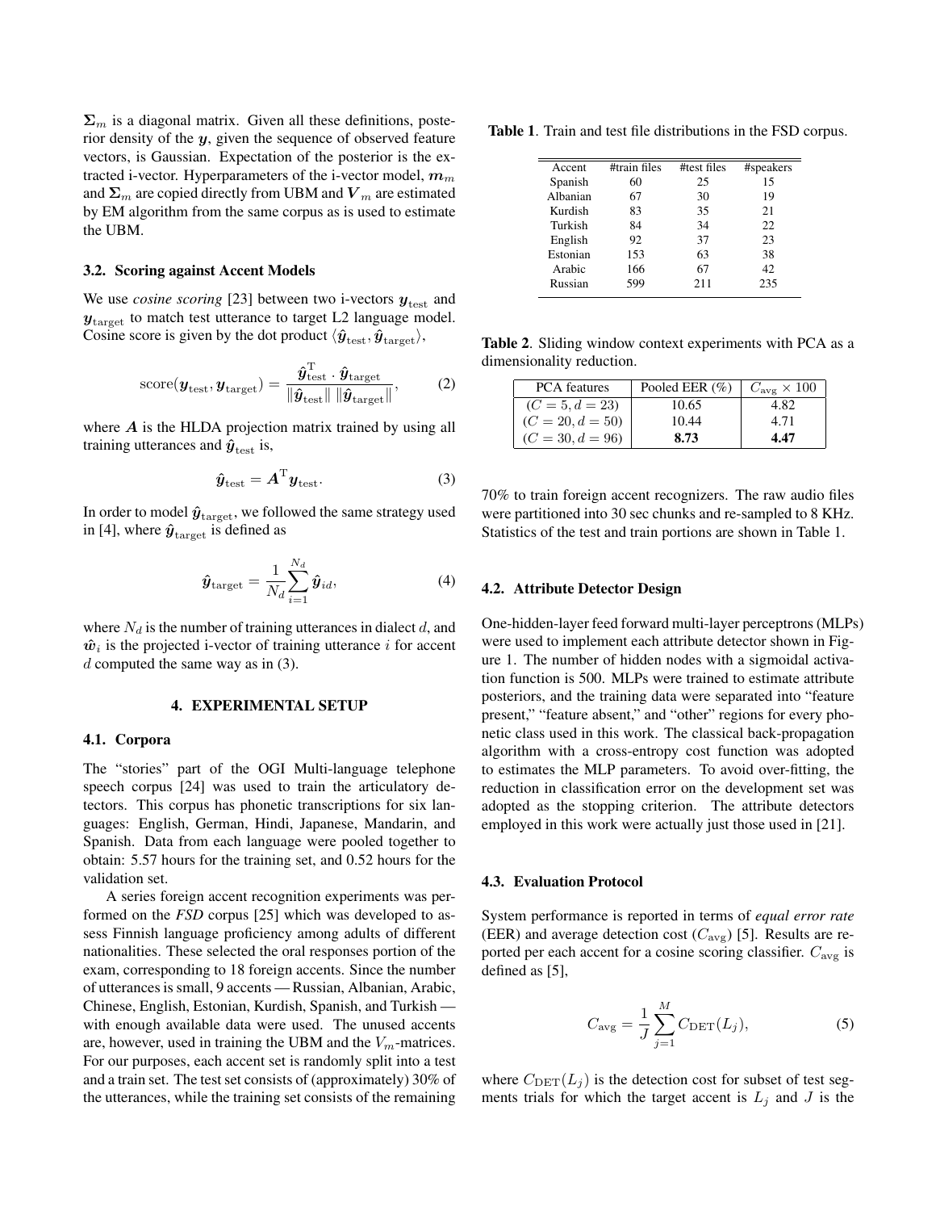$\mathbf{\Sigma}_m$ is a diagonal matrix. Given all these definitions, posterior density of the $\boldsymbol{y}$, given the sequence of observed feature vectors, is Gaussian. Expectation of the posterior is the extracted i-vector. Hyperparameters of the i-vector model, $\boldsymbol{m}_m$ and $\mathbf{\Sigma}_m$ are copied directly from UBM and $\boldsymbol{V}_m$ are estimated by EM algorithm from the same corpus as is used to estimate the UBM.

### 3.2. Scoring against Accent Models

We use *cosine scoring* [23] between two i-vectors $\boldsymbol{y}_{\text{test}}$ and $\boldsymbol{y}_{\text{target}}$ to match test utterance to target L2 language model. Cosine score is given by the dot product $\langle \hat{\boldsymbol{y}}_{\text{test}}, \hat{\boldsymbol{y}}_{\text{target}} \rangle$,

$$\text{score}(\boldsymbol{y}_{\text{test}}, \boldsymbol{y}_{\text{target}}) = \frac{\hat{\boldsymbol{y}}_{\text{test}}^{\text{T}} \cdot \hat{\boldsymbol{y}}_{\text{target}}}{\|\hat{\boldsymbol{y}}_{\text{test}}\| \, \|\hat{\boldsymbol{y}}_{\text{target}}\|}, \tag{2}$$

where $\boldsymbol{A}$ is the HLDA projection matrix trained by using all training utterances and $\hat{\boldsymbol{y}}_{\text{test}}$ is,

$$\hat{\boldsymbol{y}}_{\text{test}} = \boldsymbol{A}^{\text{T}} \boldsymbol{y}_{\text{test}}. \tag{3}$$

In order to model $\hat{\boldsymbol{y}}_{\text{target}}$, we followed the same strategy used in [4], where $\hat{\boldsymbol{y}}_{\text{target}}$ is defined as

$$\hat{\boldsymbol{y}}_{\text{target}} = \frac{1}{N_d} \sum_{i=1}^{N_d} \hat{\boldsymbol{y}}_{id}, \tag{4}$$

where $N_d$ is the number of training utterances in dialect $d$, and $\hat{\boldsymbol{w}}_i$ is the projected i-vector of training utterance $i$ for accent $d$ computed the same way as in (3).

## 4. EXPERIMENTAL SETUP

### 4.1. Corpora

The "stories" part of the OGI Multi-language telephone speech corpus [24] was used to train the articulatory detectors. This corpus has phonetic transcriptions for six languages: English, German, Hindi, Japanese, Mandarin, and Spanish. Data from each language were pooled together to obtain: 5.57 hours for the training set, and 0.52 hours for the validation set.

A series foreign accent recognition experiments was performed on the *FSD* corpus [25] which was developed to assess Finnish language proficiency among adults of different nationalities. These selected the oral responses portion of the exam, corresponding to 18 foreign accents. Since the number of utterances is small, 9 accents — Russian, Albanian, Arabic, Chinese, English, Estonian, Kurdish, Spanish, and Turkish — with enough available data were used. The unused accents are, however, used in training the UBM and the $V_m$-matrices. For our purposes, each accent set is randomly split into a test and a train set. The test set consists of (approximately) 30% of the utterances, while the training set consists of the remaining 70% to train foreign accent recognizers. The raw audio files were partitioned into 30 sec chunks and re-sampled to 8 KHz. Statistics of the test and train portions are shown in Table 1.

**Table 1**. Train and test file distributions in the FSD corpus.

| Accent | #train files | #test files | #speakers |
|---|---|---|---|
| Spanish | 60 | 25 | 15 |
| Albanian | 67 | 30 | 19 |
| Kurdish | 83 | 35 | 21 |
| Turkish | 84 | 34 | 22 |
| English | 92 | 37 | 23 |
| Estonian | 153 | 63 | 38 |
| Arabic | 166 | 67 | 42 |
| Russian | 599 | 211 | 235 |

**Table 2**. Sliding window context experiments with PCA as a dimensionality reduction.

| PCA features | Pooled EER (%) | $C_{\text{avg}} \times 100$ |
|---|---|---|
| $(C = 5, d = 23)$ | 10.65 | 4.82 |
| $(C = 20, d = 50)$ | 10.44 | 4.71 |
| $(C = 30, d = 96)$ | **8.73** | **4.47** |

### 4.2. Attribute Detector Design

One-hidden-layer feed forward multi-layer perceptrons (MLPs) were used to implement each attribute detector shown in Figure 1. The number of hidden nodes with a sigmoidal activation function is 500. MLPs were trained to estimate attribute posteriors, and the training data were separated into "feature present," "feature absent," and "other" regions for every phonetic class used in this work. The classical back-propagation algorithm with a cross-entropy cost function was adopted to estimates the MLP parameters. To avoid over-fitting, the reduction in classification error on the development set was adopted as the stopping criterion. The attribute detectors employed in this work were actually just those used in [21].

### 4.3. Evaluation Protocol

System performance is reported in terms of *equal error rate* (EER) and average detection cost ($C_{\text{avg}}$) [5]. Results are reported per each accent for a cosine scoring classifier. $C_{\text{avg}}$ is defined as [5],

$$C_{\text{avg}} = \frac{1}{J} \sum_{j=1}^{M} C_{\text{DET}}(L_j), \tag{5}$$

where $C_{\text{DET}}(L_j)$ is the detection cost for subset of test segments trials for which the target accent is $L_j$ and $J$ is the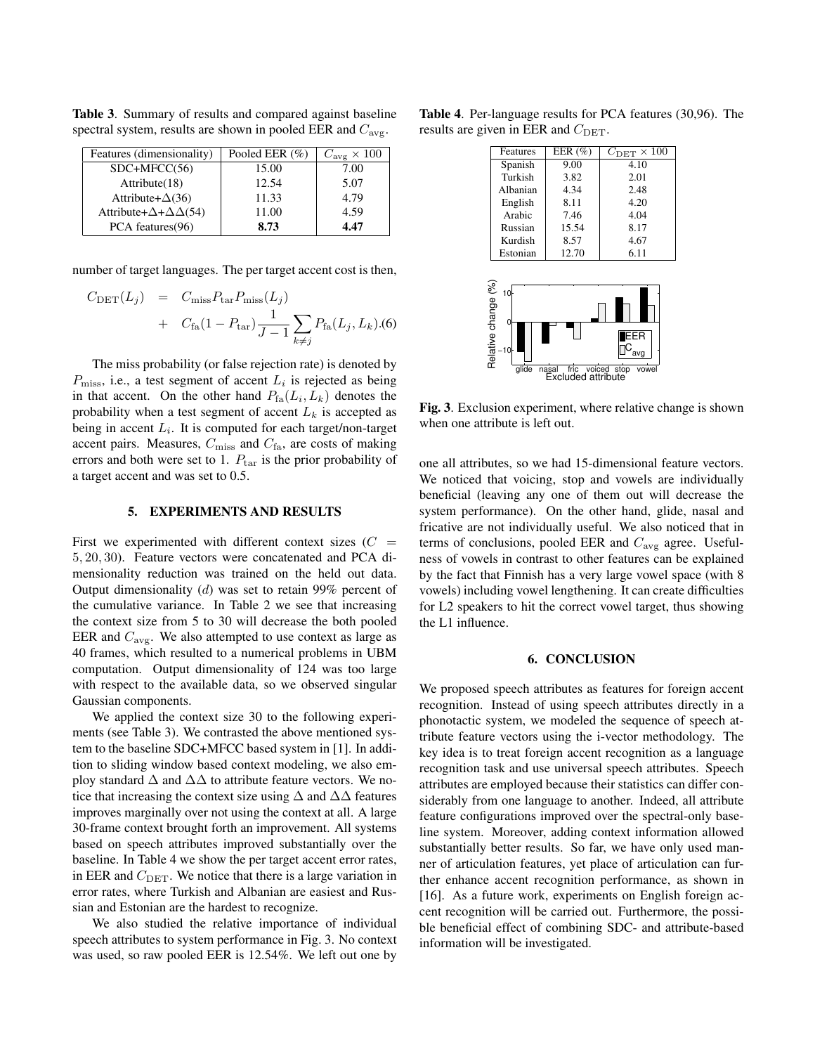**Table 3**. Summary of results and compared against baseline spectral system, results are shown in pooled EER and $C_{\text{avg}}$.

| Features (dimensionality) | Pooled EER (%) | $C_{\text{avg}} \times 100$ |
|---|---|---|
| SDC+MFCC(56) | 15.00 | 7.00 |
| Attribute(18) | 12.54 | 5.07 |
| Attribute+$\Delta$(36) | 11.33 | 4.79 |
| Attribute+$\Delta$+$\Delta\Delta$(54) | 11.00 | 4.59 |
| PCA features(96) | **8.73** | **4.47** |

number of target languages. The per target accent cost is then,

$$C_{\text{DET}}(L_j) = C_{\text{miss}} P_{\text{tar}} P_{\text{miss}}(L_j) + C_{\text{fa}}(1 - P_{\text{tar}}) \frac{1}{J-1} \sum_{k \neq j} P_{\text{fa}}(L_j, L_k). \quad (6)$$

The miss probability (or false rejection rate) is denoted by $P_{\text{miss}}$, i.e., a test segment of accent $L_i$ is rejected as being in that accent. On the other hand $P_{\text{fa}}(L_i, L_k)$ denotes the probability when a test segment of accent $L_k$ is accepted as being in accent $L_i$. It is computed for each target/non-target accent pairs. Measures, $C_{\text{miss}}$ and $C_{\text{fa}}$, are costs of making errors and both were set to 1. $P_{\text{tar}}$ is the prior probability of a target accent and was set to 0.5.

## 5. EXPERIMENTS AND RESULTS

First we experimented with different context sizes ($C = 5, 20, 30$). Feature vectors were concatenated and PCA dimensionality reduction was trained on the held out data. Output dimensionality ($d$) was set to retain 99% percent of the cumulative variance. In Table 2 we see that increasing the context size from 5 to 30 will decrease the both pooled EER and $C_{\text{avg}}$. We also attempted to use context as large as 40 frames, which resulted to a numerical problems in UBM computation. Output dimensionality of 124 was too large with respect to the available data, so we observed singular Gaussian components.

We applied the context size 30 to the following experiments (see Table 3). We contrasted the above mentioned system to the baseline SDC+MFCC based system in [1]. In addition to sliding window based context modeling, we also employ standard $\Delta$ and $\Delta\Delta$ to attribute feature vectors. We notice that increasing the context size using $\Delta$ and $\Delta\Delta$ features improves marginally over not using the context at all. A large 30-frame context brought forth an improvement. All systems based on speech attributes improved substantially over the baseline. In Table 4 we show the per target accent error rates, in EER and $C_{\text{DET}}$. We notice that there is a large variation in error rates, where Turkish and Albanian are easiest and Russian and Estonian are the hardest to recognize.

We also studied the relative importance of individual speech attributes to system performance in Fig. 3. No context was used, so raw pooled EER is 12.54%. We left out one by one all attributes, so we had 15-dimensional feature vectors. We noticed that voicing, stop and vowels are individually beneficial (leaving any one of them out will decrease the system performance). On the other hand, glide, nasal and fricative are not individually useful. We also noticed that in terms of conclusions, pooled EER and $C_{\text{avg}}$ agree. Usefulness of vowels in contrast to other features can be explained by the fact that Finnish has a very large vowel space (with 8 vowels) including vowel lengthening. It can create difficulties for L2 speakers to hit the correct vowel target, thus showing the L1 influence.

**Table 4**. Per-language results for PCA features (30,96). The results are given in EER and $C_{\text{DET}}$.

| Features | EER (%) | $C_{\text{DET}} \times 100$ |
|---|---|---|
| Spanish | 9.00 | 4.10 |
| Turkish | 3.82 | 2.01 |
| Albanian | 4.34 | 2.48 |
| English | 8.11 | 4.20 |
| Arabic | 7.46 | 4.04 |
| Russian | 15.54 | 8.17 |
| Kurdish | 8.57 | 4.67 |
| Estonian | 12.70 | 6.11 |

**Fig. 3**. Exclusion experiment, where relative change is shown when one attribute is left out.

## 6. CONCLUSION

We proposed speech attributes as features for foreign accent recognition. Instead of using speech attributes directly in a phonotactic system, we modeled the sequence of speech attribute feature vectors using the i-vector methodology. The key idea is to treat foreign accent recognition as a language recognition task and use universal speech attributes. Speech attributes are employed because their statistics can differ considerably from one language to another. Indeed, all attribute feature configurations improved over the spectral-only baseline system. Moreover, adding context information allowed substantially better results. So far, we have only used manner of articulation features, yet place of articulation can further enhance accent recognition performance, as shown in [16]. As a future work, experiments on English foreign accent recognition will be carried out. Furthermore, the possible beneficial effect of combining SDC- and attribute-based information will be investigated.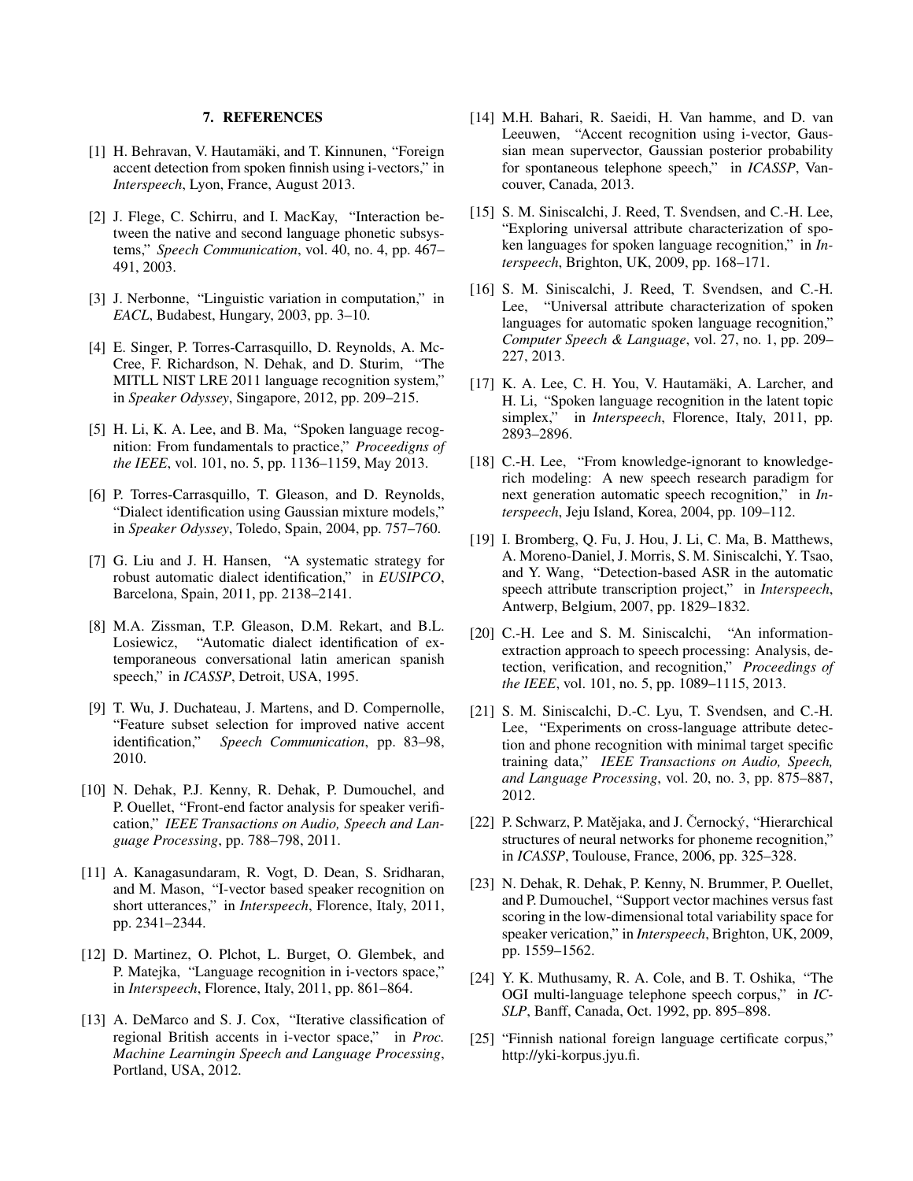## 7. REFERENCES

[1] H. Behravan, V. Hautamäki, and T. Kinnunen, "Foreign accent detection from spoken finnish using i-vectors," in *Interspeech*, Lyon, France, August 2013.

[2] J. Flege, C. Schirru, and I. MacKay, "Interaction between the native and second language phonetic subsystems," *Speech Communication*, vol. 40, no. 4, pp. 467–491, 2003.

[3] J. Nerbonne, "Linguistic variation in computation," in *EACL*, Budabest, Hungary, 2003, pp. 3–10.

[4] E. Singer, P. Torres-Carrasquillo, D. Reynolds, A. McCree, F. Richardson, N. Dehak, and D. Sturim, "The MITLL NIST LRE 2011 language recognition system," in *Speaker Odyssey*, Singapore, 2012, pp. 209–215.

[5] H. Li, K. A. Lee, and B. Ma, "Spoken language recognition: From fundamentals to practice," *Proceedigns of the IEEE*, vol. 101, no. 5, pp. 1136–1159, May 2013.

[6] P. Torres-Carrasquillo, T. Gleason, and D. Reynolds, "Dialect identification using Gaussian mixture models," in *Speaker Odyssey*, Toledo, Spain, 2004, pp. 757–760.

[7] G. Liu and J. H. Hansen, "A systematic strategy for robust automatic dialect identification," in *EUSIPCO*, Barcelona, Spain, 2011, pp. 2138–2141.

[8] M.A. Zissman, T.P. Gleason, D.M. Rekart, and B.L. Losiewicz, "Automatic dialect identification of extemporaneous conversational latin american spanish speech," in *ICASSP*, Detroit, USA, 1995.

[9] T. Wu, J. Duchateau, J. Martens, and D. Compernolle, "Feature subset selection for improved native accent identification," *Speech Communication*, pp. 83–98, 2010.

[10] N. Dehak, P.J. Kenny, R. Dehak, P. Dumouchel, and P. Ouellet, "Front-end factor analysis for speaker verification," *IEEE Transactions on Audio, Speech and Language Processing*, pp. 788–798, 2011.

[11] A. Kanagasundaram, R. Vogt, D. Dean, S. Sridharan, and M. Mason, "I-vector based speaker recognition on short utterances," in *Interspeech*, Florence, Italy, 2011, pp. 2341–2344.

[12] D. Martinez, O. Plchot, L. Burget, O. Glembek, and P. Matejka, "Language recognition in i-vectors space," in *Interspeech*, Florence, Italy, 2011, pp. 861–864.

[13] A. DeMarco and S. J. Cox, "Iterative classification of regional British accents in i-vector space," in *Proc. Machine Learningin Speech and Language Processing*, Portland, USA, 2012.

[14] M.H. Bahari, R. Saeidi, H. Van hamme, and D. van Leeuwen, "Accent recognition using i-vector, Gaussian mean supervector, Gaussian posterior probability for spontaneous telephone speech," in *ICASSP*, Vancouver, Canada, 2013.

[15] S. M. Siniscalchi, J. Reed, T. Svendsen, and C.-H. Lee, "Exploring universal attribute characterization of spoken languages for spoken language recognition," in *Interspeech*, Brighton, UK, 2009, pp. 168–171.

[16] S. M. Siniscalchi, J. Reed, T. Svendsen, and C.-H. Lee, "Universal attribute characterization of spoken languages for automatic spoken language recognition," *Computer Speech & Language*, vol. 27, no. 1, pp. 209–227, 2013.

[17] K. A. Lee, C. H. You, V. Hautamäki, A. Larcher, and H. Li, "Spoken language recognition in the latent topic simplex," in *Interspeech*, Florence, Italy, 2011, pp. 2893–2896.

[18] C.-H. Lee, "From knowledge-ignorant to knowledge-rich modeling: A new speech research paradigm for next generation automatic speech recognition," in *Interspeech*, Jeju Island, Korea, 2004, pp. 109–112.

[19] I. Bromberg, Q. Fu, J. Hou, J. Li, C. Ma, B. Matthews, A. Moreno-Daniel, J. Morris, S. M. Siniscalchi, Y. Tsao, and Y. Wang, "Detection-based ASR in the automatic speech attribute transcription project," in *Interspeech*, Antwerp, Belgium, 2007, pp. 1829–1832.

[20] C.-H. Lee and S. M. Siniscalchi, "An information-extraction approach to speech processing: Analysis, detection, verification, and recognition," *Proceedings of the IEEE*, vol. 101, no. 5, pp. 1089–1115, 2013.

[21] S. M. Siniscalchi, D.-C. Lyu, T. Svendsen, and C.-H. Lee, "Experiments on cross-language attribute detection and phone recognition with minimal target specific training data," *IEEE Transactions on Audio, Speech, and Language Processing*, vol. 20, no. 3, pp. 875–887, 2012.

[22] P. Schwarz, P. Matějaka, and J. Černocký, "Hierarchical structures of neural networks for phoneme recognition," in *ICASSP*, Toulouse, France, 2006, pp. 325–328.

[23] N. Dehak, R. Dehak, P. Kenny, N. Brummer, P. Ouellet, and P. Dumouchel, "Support vector machines versus fast scoring in the low-dimensional total variability space for speaker verication," in *Interspeech*, Brighton, UK, 2009, pp. 1559–1562.

[24] Y. K. Muthusamy, R. A. Cole, and B. T. Oshika, "The OGI multi-language telephone speech corpus," in *ICSLP*, Banff, Canada, Oct. 1992, pp. 895–898.

[25] "Finnish national foreign language certificate corpus," http://yki-korpus.jyu.fi.